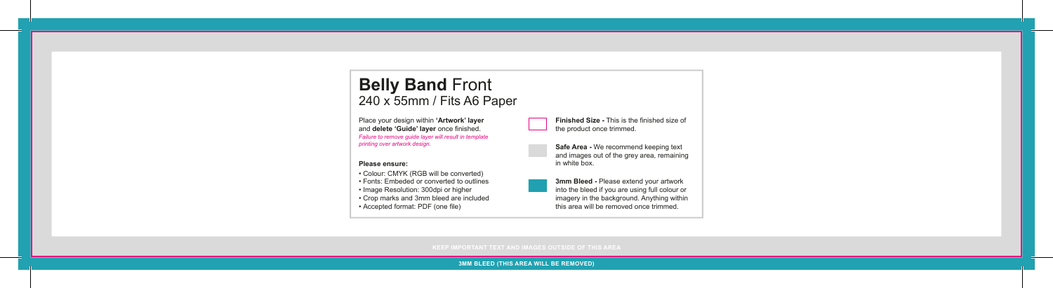# **Belly Band** Front

240 x 55mm / Fits A6 Paper

Place your design within **'Artwork' layer** and **delete 'Guide' layer** once finished.

*Failure to remove guide layer will result in template printing over artwork design.*

**Please ensure:**

- Colour: CMYK (RGB will be converted)
- Fonts: Embeded or converted to outlines
- Image Resolution: 300dpi or higher
- Crop marks and 3mm bleed are included
- Accepted format: PDF (one file)

**Finished Size -** This is the finished size of the product once trimmed.

**Safe Area -** We recommend keeping text and images out of the grey area, remaining in white box.

**3mm Bleed -** Please extend your artwork into the bleed if you are using full colour or imagery in the background. Anything within this area will be removed once trimmed.

KEEP IMPORTANT TEXT AND IMAGES OUTSIDE OF THIS AREA

**3MM BLEED (THIS AREA WILL BE REMOVED)**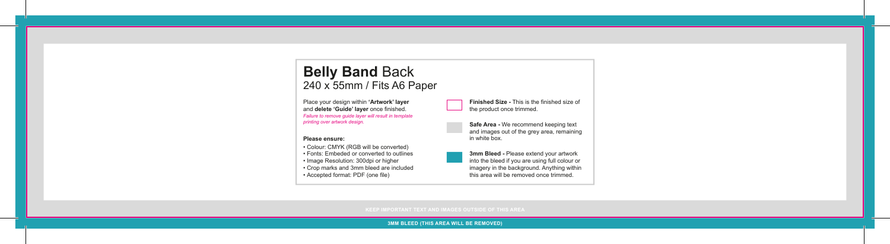# **Belly Band** Back

240 x 55mm / Fits A6 Paper

Place your design within **'Artwork' layer** and **delete 'Guide' layer** once finished.
*Failure to remove guide layer will result in template printing over artwork design.*

**Please ensure:**

- Colour: CMYK (RGB will be converted)
- Fonts: Embeded or converted to outlines
- Image Resolution: 300dpi or higher
- Crop marks and 3mm bleed are included
- Accepted format: PDF (one file)

**Finished Size -** This is the finished size of the product once trimmed.

**Safe Area -** We recommend keeping text and images out of the grey area, remaining in white box.

**3mm Bleed -** Please extend your artwork into the bleed if you are using full colour or imagery in the background. Anything within this area will be removed once trimmed.

KEEP IMPORTANT TEXT AND IMAGES OUTSIDE OF THIS AREA

3MM BLEED (THIS AREA WILL BE REMOVED)